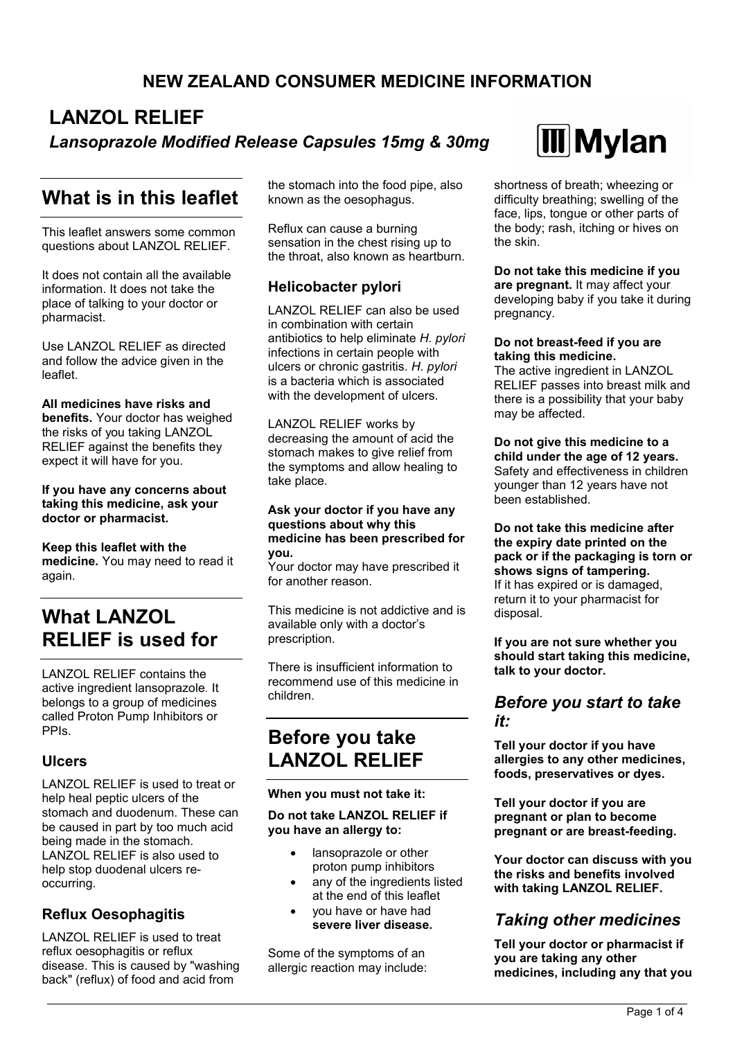**NEW ZEALAND CONSUMER MEDICINE INFORMATION**

# LANZOL RELIEF

***Lansoprazole Modified Release Capsules 15mg & 30mg***

Mylan

## What is in this leaflet

This leaflet answers some common questions about LANZOL RELIEF.

It does not contain all the available information. It does not take the place of talking to your doctor or pharmacist.

Use LANZOL RELIEF as directed and follow the advice given in the leaflet.

**All medicines have risks and benefits.** Your doctor has weighed the risks of you taking LANZOL RELIEF against the benefits they expect it will have for you.

**If you have any concerns about taking this medicine, ask your doctor or pharmacist.**

**Keep this leaflet with the medicine.** You may need to read it again.

## What LANZOL RELIEF is used for

LANZOL RELIEF contains the active ingredient lansoprazole. It belongs to a group of medicines called Proton Pump Inhibitors or PPIs.

### Ulcers

LANZOL RELIEF is used to treat or help heal peptic ulcers of the stomach and duodenum. These can be caused in part by too much acid being made in the stomach. LANZOL RELIEF is also used to help stop duodenal ulcers re-occurring.

### Reflux Oesophagitis

LANZOL RELIEF is used to treat reflux oesophagitis or reflux disease. This is caused by "washing back" (reflux) of food and acid from the stomach into the food pipe, also known as the oesophagus.

Reflux can cause a burning sensation in the chest rising up to the throat, also known as heartburn.

### Helicobacter pylori

LANZOL RELIEF can also be used in combination with certain antibiotics to help eliminate *H. pylori* infections in certain people with ulcers or chronic gastritis. *H. pylori* is a bacteria which is associated with the development of ulcers.

LANZOL RELIEF works by decreasing the amount of acid the stomach makes to give relief from the symptoms and allow healing to take place.

**Ask your doctor if you have any questions about why this medicine has been prescribed for you.**
Your doctor may have prescribed it for another reason.

This medicine is not addictive and is available only with a doctor's prescription.

There is insufficient information to recommend use of this medicine in children.

## Before you take LANZOL RELIEF

**When you must not take it:**

**Do not take LANZOL RELIEF if you have an allergy to:**

- lansoprazole or other proton pump inhibitors
- any of the ingredients listed at the end of this leaflet
- you have or have had **severe liver disease.**

Some of the symptoms of an allergic reaction may include: shortness of breath; wheezing or difficulty breathing; swelling of the face, lips, tongue or other parts of the body; rash, itching or hives on the skin.

**Do not take this medicine if you are pregnant.** It may affect your developing baby if you take it during pregnancy.

**Do not breast-feed if you are taking this medicine.**
The active ingredient in LANZOL RELIEF passes into breast milk and there is a possibility that your baby may be affected.

**Do not give this medicine to a child under the age of 12 years.** Safety and effectiveness in children younger than 12 years have not been established.

**Do not take this medicine after the expiry date printed on the pack or if the packaging is torn or shows signs of tampering.**
If it has expired or is damaged, return it to your pharmacist for disposal.

**If you are not sure whether you should start taking this medicine, talk to your doctor.**

### *Before you start to take it:*

**Tell your doctor if you have allergies to any other medicines, foods, preservatives or dyes.**

**Tell your doctor if you are pregnant or plan to become pregnant or are breast-feeding.**

**Your doctor can discuss with you the risks and benefits involved with taking LANZOL RELIEF.**

### *Taking other medicines*

**Tell your doctor or pharmacist if you are taking any other medicines, including any that you**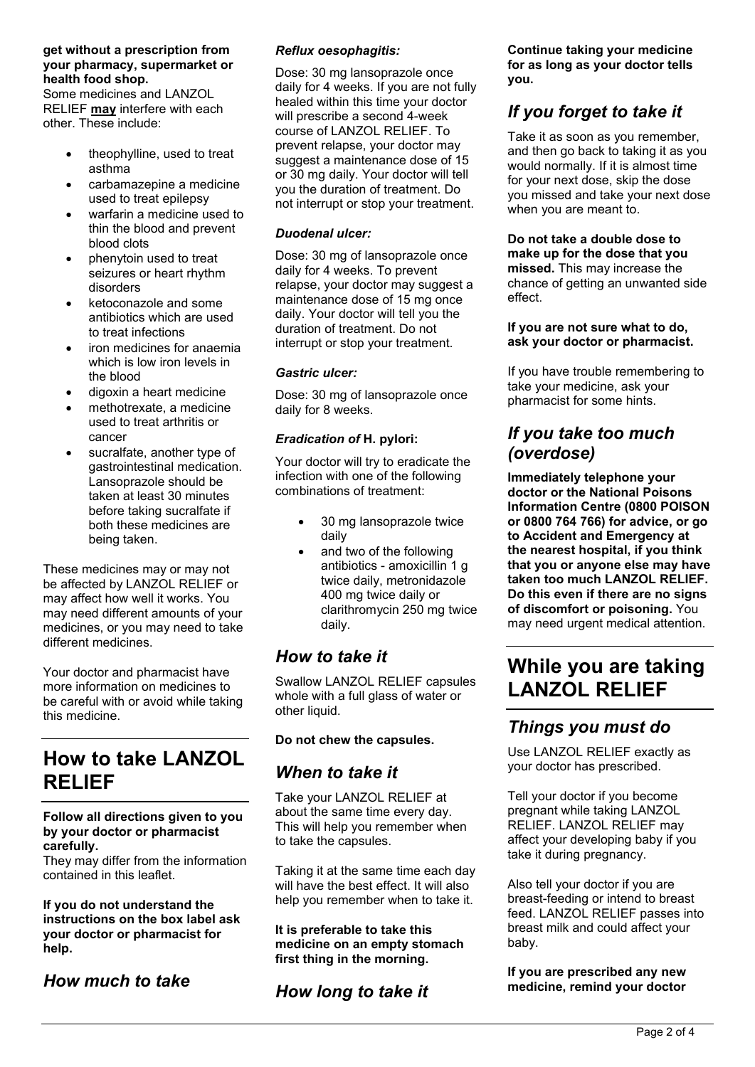**get without a prescription from your pharmacy, supermarket or health food shop.**
Some medicines and LANZOL RELIEF **may** interfere with each other. These include:

- theophylline, used to treat asthma
- carbamazepine a medicine used to treat epilepsy
- warfarin a medicine used to thin the blood and prevent blood clots
- phenytoin used to treat seizures or heart rhythm disorders
- ketoconazole and some antibiotics which are used to treat infections
- iron medicines for anaemia which is low iron levels in the blood
- digoxin a heart medicine
- methotrexate, a medicine used to treat arthritis or cancer
- sucralfate, another type of gastrointestinal medication. Lansoprazole should be taken at least 30 minutes before taking sucralfate if both these medicines are being taken.

These medicines may or may not be affected by LANZOL RELIEF or may affect how well it works. You may need different amounts of your medicines, or you may need to take different medicines.

Your doctor and pharmacist have more information on medicines to be careful with or avoid while taking this medicine.

# How to take LANZOL RELIEF

**Follow all directions given to you by your doctor or pharmacist carefully.**
They may differ from the information contained in this leaflet.

**If you do not understand the instructions on the box label ask your doctor or pharmacist for help.**

## *How much to take*

### *Reflux oesophagitis:*

Dose: 30 mg lansoprazole once daily for 4 weeks. If you are not fully healed within this time your doctor will prescribe a second 4-week course of LANZOL RELIEF. To prevent relapse, your doctor may suggest a maintenance dose of 15 or 30 mg daily. Your doctor will tell you the duration of treatment. Do not interrupt or stop your treatment.

### *Duodenal ulcer:*

Dose: 30 mg of lansoprazole once daily for 4 weeks. To prevent relapse, your doctor may suggest a maintenance dose of 15 mg once daily. Your doctor will tell you the duration of treatment. Do not interrupt or stop your treatment.

### *Gastric ulcer:*

Dose: 30 mg of lansoprazole once daily for 8 weeks.

### *Eradication of* **H. pylori:**

Your doctor will try to eradicate the infection with one of the following combinations of treatment:

- 30 mg lansoprazole twice daily
- and two of the following antibiotics - amoxicillin 1 g twice daily, metronidazole 400 mg twice daily or clarithromycin 250 mg twice daily.

## *How to take it*

Swallow LANZOL RELIEF capsules whole with a full glass of water or other liquid.

**Do not chew the capsules.**

## *When to take it*

Take your LANZOL RELIEF at about the same time every day. This will help you remember when to take the capsules.

Taking it at the same time each day will have the best effect. It will also help you remember when to take it.

**It is preferable to take this medicine on an empty stomach first thing in the morning.**

## *How long to take it*

**Continue taking your medicine for as long as your doctor tells you.**

## *If you forget to take it*

Take it as soon as you remember, and then go back to taking it as you would normally. If it is almost time for your next dose, skip the dose you missed and take your next dose when you are meant to.

**Do not take a double dose to make up for the dose that you missed.** This may increase the chance of getting an unwanted side effect.

**If you are not sure what to do, ask your doctor or pharmacist.**

If you have trouble remembering to take your medicine, ask your pharmacist for some hints.

## *If you take too much (overdose)*

**Immediately telephone your doctor or the National Poisons Information Centre (0800 POISON or 0800 764 766) for advice, or go to Accident and Emergency at the nearest hospital, if you think that you or anyone else may have taken too much LANZOL RELIEF. Do this even if there are no signs of discomfort or poisoning.** You may need urgent medical attention.

# While you are taking LANZOL RELIEF

## *Things you must do*

Use LANZOL RELIEF exactly as your doctor has prescribed.

Tell your doctor if you become pregnant while taking LANZOL RELIEF. LANZOL RELIEF may affect your developing baby if you take it during pregnancy.

Also tell your doctor if you are breast-feeding or intend to breast feed. LANZOL RELIEF passes into breast milk and could affect your baby.

**If you are prescribed any new medicine, remind your doctor**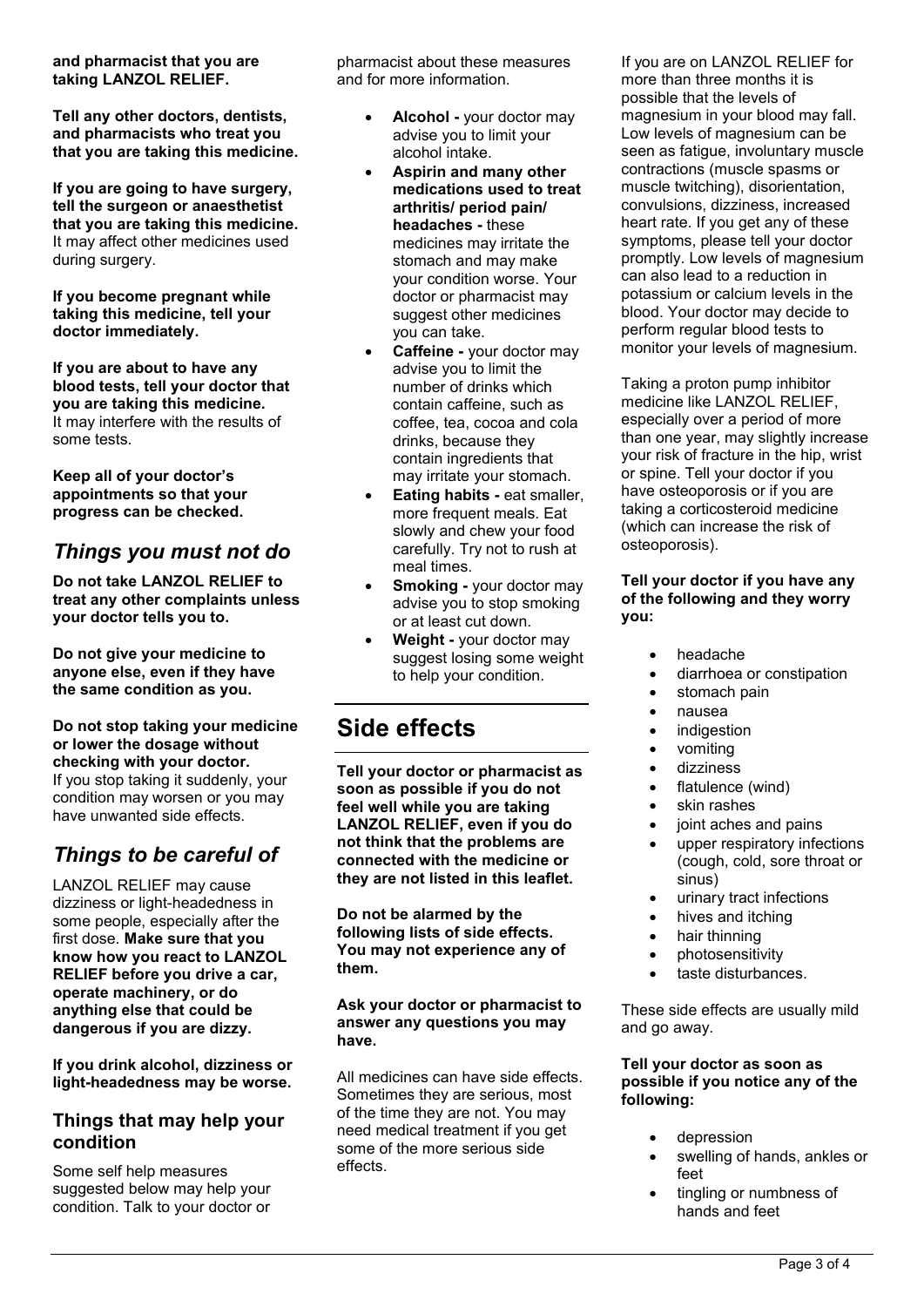**and pharmacist that you are taking LANZOL RELIEF.**

**Tell any other doctors, dentists, and pharmacists who treat you that you are taking this medicine.**

**If you are going to have surgery, tell the surgeon or anaesthetist that you are taking this medicine.** It may affect other medicines used during surgery.

**If you become pregnant while taking this medicine, tell your doctor immediately.**

**If you are about to have any blood tests, tell your doctor that you are taking this medicine.** It may interfere with the results of some tests.

**Keep all of your doctor's appointments so that your progress can be checked.**

## *Things you must not do*

**Do not take LANZOL RELIEF to treat any other complaints unless your doctor tells you to.**

**Do not give your medicine to anyone else, even if they have the same condition as you.**

**Do not stop taking your medicine or lower the dosage without checking with your doctor.** If you stop taking it suddenly, your condition may worsen or you may have unwanted side effects.

## *Things to be careful of*

LANZOL RELIEF may cause dizziness or light-headedness in some people, especially after the first dose. **Make sure that you know how you react to LANZOL RELIEF before you drive a car, operate machinery, or do anything else that could be dangerous if you are dizzy.**

**If you drink alcohol, dizziness or light-headedness may be worse.**

### Things that may help your condition

Some self help measures suggested below may help your condition. Talk to your doctor or pharmacist about these measures and for more information.

- **Alcohol -** your doctor may advise you to limit your alcohol intake.
- **Aspirin and many other medications used to treat arthritis/ period pain/ headaches -** these medicines may irritate the stomach and may make your condition worse. Your doctor or pharmacist may suggest other medicines you can take.
- **Caffeine -** your doctor may advise you to limit the number of drinks which contain caffeine, such as coffee, tea, cocoa and cola drinks, because they contain ingredients that may irritate your stomach.
- **Eating habits -** eat smaller, more frequent meals. Eat slowly and chew your food carefully. Try not to rush at meal times.
- **Smoking -** your doctor may advise you to stop smoking or at least cut down.
- **Weight -** your doctor may suggest losing some weight to help your condition.

# Side effects

**Tell your doctor or pharmacist as soon as possible if you do not feel well while you are taking LANZOL RELIEF, even if you do not think that the problems are connected with the medicine or they are not listed in this leaflet.**

**Do not be alarmed by the following lists of side effects. You may not experience any of them.**

**Ask your doctor or pharmacist to answer any questions you may have.**

All medicines can have side effects. Sometimes they are serious, most of the time they are not. You may need medical treatment if you get some of the more serious side effects.

If you are on LANZOL RELIEF for more than three months it is possible that the levels of magnesium in your blood may fall. Low levels of magnesium can be seen as fatigue, involuntary muscle contractions (muscle spasms or muscle twitching), disorientation, convulsions, dizziness, increased heart rate. If you get any of these symptoms, please tell your doctor promptly. Low levels of magnesium can also lead to a reduction in potassium or calcium levels in the blood. Your doctor may decide to perform regular blood tests to monitor your levels of magnesium.

Taking a proton pump inhibitor medicine like LANZOL RELIEF, especially over a period of more than one year, may slightly increase your risk of fracture in the hip, wrist or spine. Tell your doctor if you have osteoporosis or if you are taking a corticosteroid medicine (which can increase the risk of osteoporosis).

**Tell your doctor if you have any of the following and they worry you:**

- headache
- diarrhoea or constipation
- stomach pain
- nausea
- indigestion
- vomiting
- dizziness
- flatulence (wind)
- skin rashes
- joint aches and pains
- upper respiratory infections (cough, cold, sore throat or sinus)
- urinary tract infections
- hives and itching
- hair thinning
- photosensitivity
- taste disturbances.

These side effects are usually mild and go away.

**Tell your doctor as soon as possible if you notice any of the following:**

- depression
- swelling of hands, ankles or feet
- tingling or numbness of hands and feet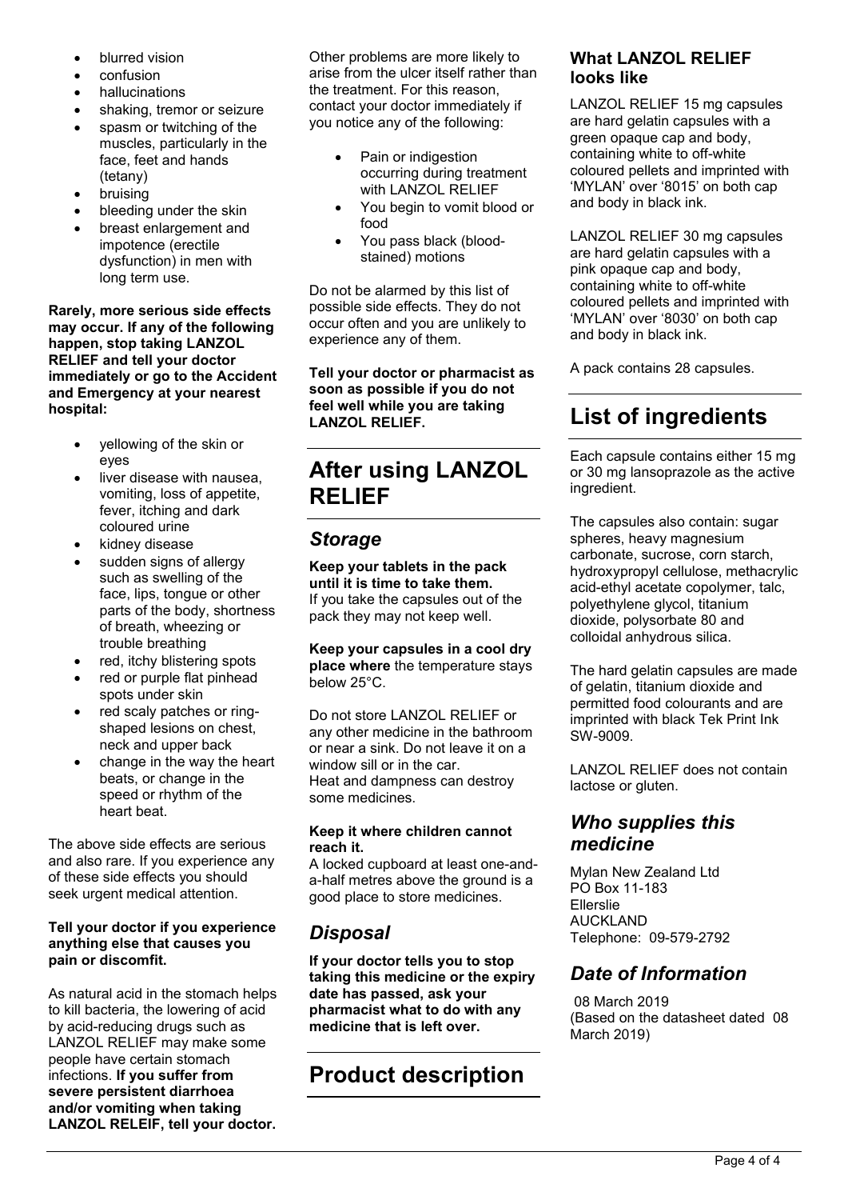- blurred vision
- confusion
- hallucinations
- shaking, tremor or seizure
- spasm or twitching of the muscles, particularly in the face, feet and hands (tetany)
- bruising
- bleeding under the skin
- breast enlargement and impotence (erectile dysfunction) in men with long term use.

**Rarely, more serious side effects may occur. If any of the following happen, stop taking LANZOL RELIEF and tell your doctor immediately or go to the Accident and Emergency at your nearest hospital:**

- yellowing of the skin or eyes
- liver disease with nausea, vomiting, loss of appetite, fever, itching and dark coloured urine
- kidney disease
- sudden signs of allergy such as swelling of the face, lips, tongue or other parts of the body, shortness of breath, wheezing or trouble breathing
- red, itchy blistering spots
- red or purple flat pinhead spots under skin
- red scaly patches or ring-shaped lesions on chest, neck and upper back
- change in the way the heart beats, or change in the speed or rhythm of the heart beat.

The above side effects are serious and also rare. If you experience any of these side effects you should seek urgent medical attention.

**Tell your doctor if you experience anything else that causes you pain or discomfit.**

As natural acid in the stomach helps to kill bacteria, the lowering of acid by acid-reducing drugs such as LANZOL RELIEF may make some people have certain stomach infections. **If you suffer from severe persistent diarrhoea and/or vomiting when taking LANZOL RELEIF, tell your doctor.**

Other problems are more likely to arise from the ulcer itself rather than the treatment. For this reason, contact your doctor immediately if you notice any of the following:

- Pain or indigestion occurring during treatment with LANZOL RELIEF
- You begin to vomit blood or food
- You pass black (blood-stained) motions

Do not be alarmed by this list of possible side effects. They do not occur often and you are unlikely to experience any of them.

**Tell your doctor or pharmacist as soon as possible if you do not feel well while you are taking LANZOL RELIEF.**

# After using LANZOL RELIEF

## *Storage*

**Keep your tablets in the pack until it is time to take them.** If you take the capsules out of the pack they may not keep well.

**Keep your capsules in a cool dry place where** the temperature stays below 25°C.

Do not store LANZOL RELIEF or any other medicine in the bathroom or near a sink. Do not leave it on a window sill or in the car. Heat and dampness can destroy some medicines.

**Keep it where children cannot reach it.**
A locked cupboard at least one-and-a-half metres above the ground is a good place to store medicines.

## *Disposal*

**If your doctor tells you to stop taking this medicine or the expiry date has passed, ask your pharmacist what to do with any medicine that is left over.**

# Product description

### What LANZOL RELIEF looks like

LANZOL RELIEF 15 mg capsules are hard gelatin capsules with a green opaque cap and body, containing white to off-white coloured pellets and imprinted with 'MYLAN' over '8015' on both cap and body in black ink.

LANZOL RELIEF 30 mg capsules are hard gelatin capsules with a pink opaque cap and body, containing white to off-white coloured pellets and imprinted with 'MYLAN' over '8030' on both cap and body in black ink.

A pack contains 28 capsules.

# List of ingredients

Each capsule contains either 15 mg or 30 mg lansoprazole as the active ingredient.

The capsules also contain: sugar spheres, heavy magnesium carbonate, sucrose, corn starch, hydroxypropyl cellulose, methacrylic acid-ethyl acetate copolymer, talc, polyethylene glycol, titanium dioxide, polysorbate 80 and colloidal anhydrous silica.

The hard gelatin capsules are made of gelatin, titanium dioxide and permitted food colourants and are imprinted with black Tek Print Ink SW-9009.

LANZOL RELIEF does not contain lactose or gluten.

## *Who supplies this medicine*

Mylan New Zealand Ltd
PO Box 11-183
Ellerslie
AUCKLAND
Telephone: 09-579-2792

## *Date of Information*

08 March 2019
(Based on the datasheet dated 08 March 2019)